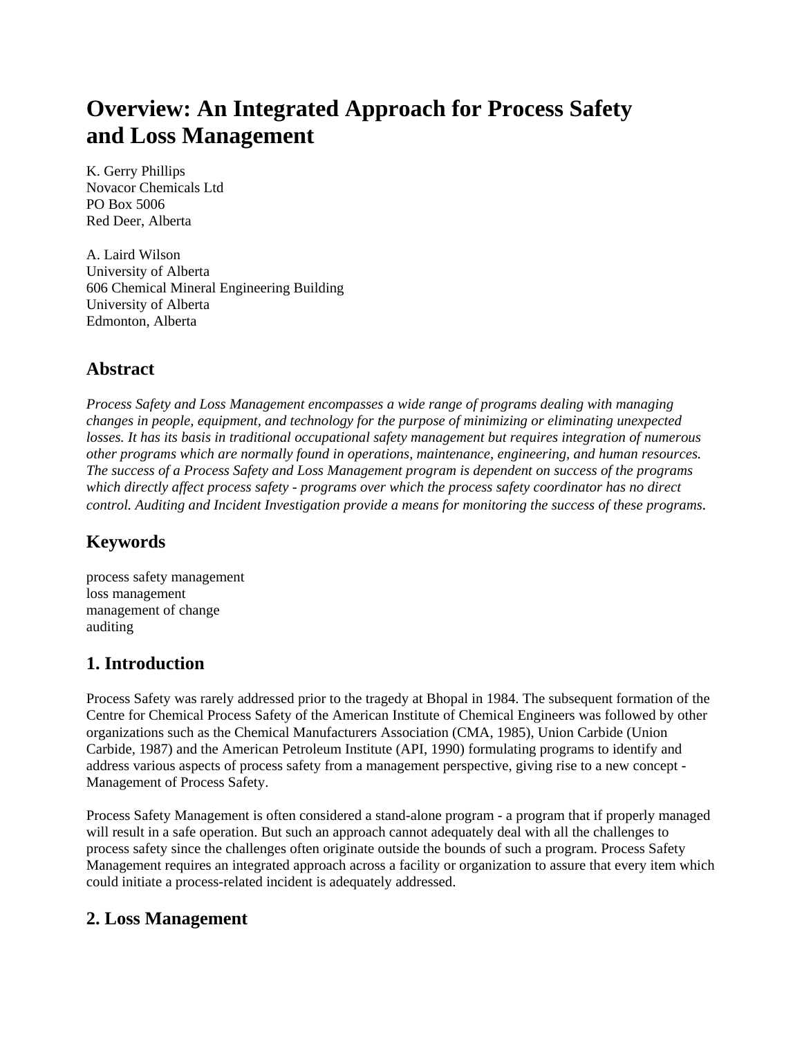# Overview: An Integrated Approach for Process Safety and Loss Management

K. Gerry Phillips
Novacor Chemicals Ltd
PO Box 5006
Red Deer, Alberta

A. Laird Wilson
University of Alberta
606 Chemical Mineral Engineering Building
University of Alberta
Edmonton, Alberta

## Abstract

*Process Safety and Loss Management encompasses a wide range of programs dealing with managing changes in people, equipment, and technology for the purpose of minimizing or eliminating unexpected losses. It has its basis in traditional occupational safety management but requires integration of numerous other programs which are normally found in operations, maintenance, engineering, and human resources. The success of a Process Safety and Loss Management program is dependent on success of the programs which directly affect process safety - programs over which the process safety coordinator has no direct control. Auditing and Incident Investigation provide a means for monitoring the success of these programs.*

## Keywords

process safety management
loss management
management of change
auditing

## 1. Introduction

Process Safety was rarely addressed prior to the tragedy at Bhopal in 1984. The subsequent formation of the Centre for Chemical Process Safety of the American Institute of Chemical Engineers was followed by other organizations such as the Chemical Manufacturers Association (CMA, 1985), Union Carbide (Union Carbide, 1987) and the American Petroleum Institute (API, 1990) formulating programs to identify and address various aspects of process safety from a management perspective, giving rise to a new concept - Management of Process Safety.

Process Safety Management is often considered a stand-alone program - a program that if properly managed will result in a safe operation. But such an approach cannot adequately deal with all the challenges to process safety since the challenges often originate outside the bounds of such a program. Process Safety Management requires an integrated approach across a facility or organization to assure that every item which could initiate a process-related incident is adequately addressed.

## 2. Loss Management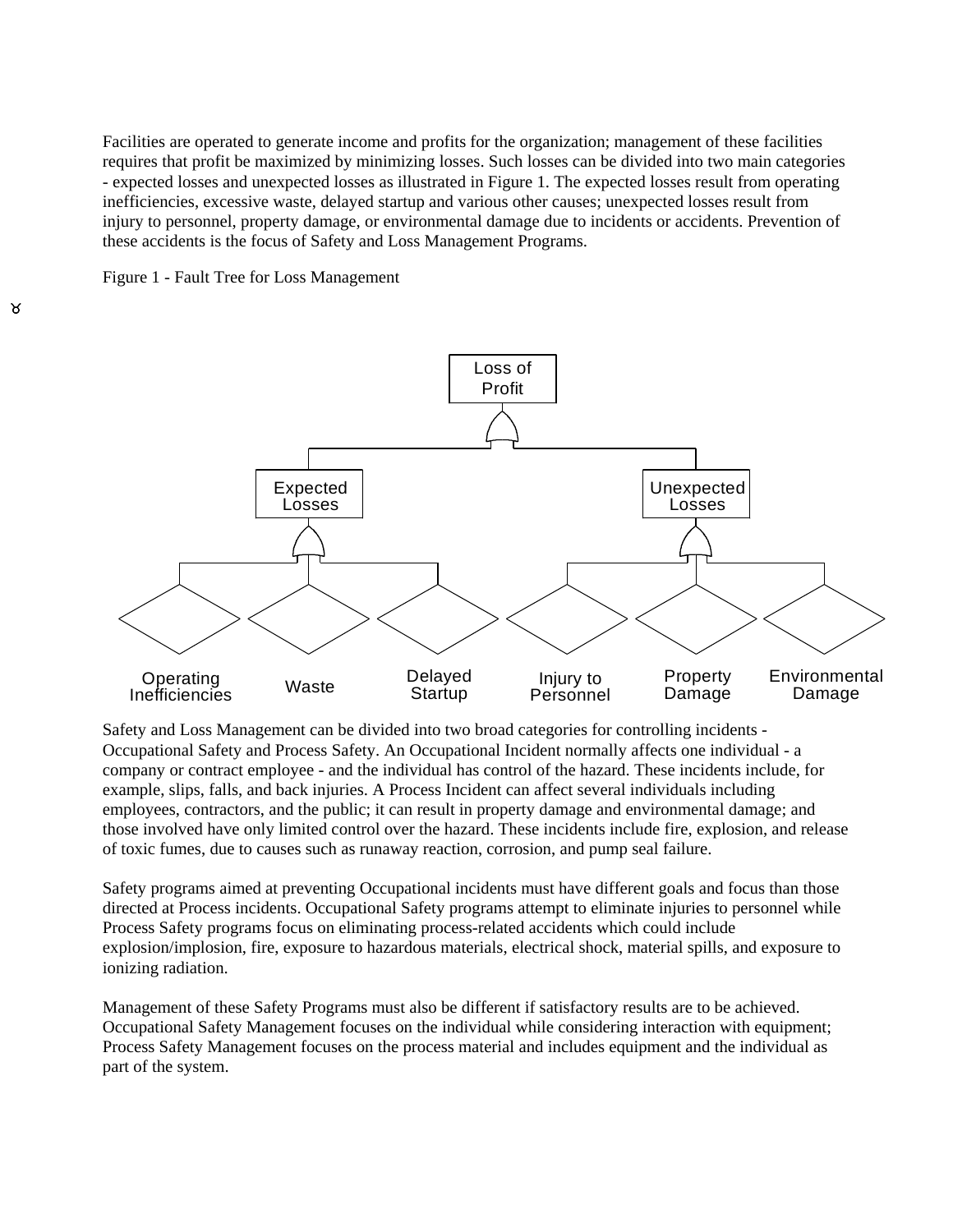Facilities are operated to generate income and profits for the organization; management of these facilities requires that profit be maximized by minimizing losses. Such losses can be divided into two main categories - expected losses and unexpected losses as illustrated in Figure 1. The expected losses result from operating inefficiencies, excessive waste, delayed startup and various other causes; unexpected losses result from injury to personnel, property damage, or environmental damage due to incidents or accidents. Prevention of these accidents is the focus of Safety and Loss Management Programs.

Figure 1 - Fault Tree for Loss Management

Loss of Profit

Expected Losses

Unexpected Losses

Operating Inefficiencies

Waste

Delayed Startup

Injury to Personnel

Property Damage

Environmental Damage

Safety and Loss Management can be divided into two broad categories for controlling incidents - Occupational Safety and Process Safety. An Occupational Incident normally affects one individual - a company or contract employee - and the individual has control of the hazard. These incidents include, for example, slips, falls, and back injuries. A Process Incident can affect several individuals including employees, contractors, and the public; it can result in property damage and environmental damage; and those involved have only limited control over the hazard. These incidents include fire, explosion, and release of toxic fumes, due to causes such as runaway reaction, corrosion, and pump seal failure.

Safety programs aimed at preventing Occupational incidents must have different goals and focus than those directed at Process incidents. Occupational Safety programs attempt to eliminate injuries to personnel while Process Safety programs focus on eliminating process-related accidents which could include explosion/implosion, fire, exposure to hazardous materials, electrical shock, material spills, and exposure to ionizing radiation.

Management of these Safety Programs must also be different if satisfactory results are to be achieved. Occupational Safety Management focuses on the individual while considering interaction with equipment; Process Safety Management focuses on the process material and includes equipment and the individual as part of the system.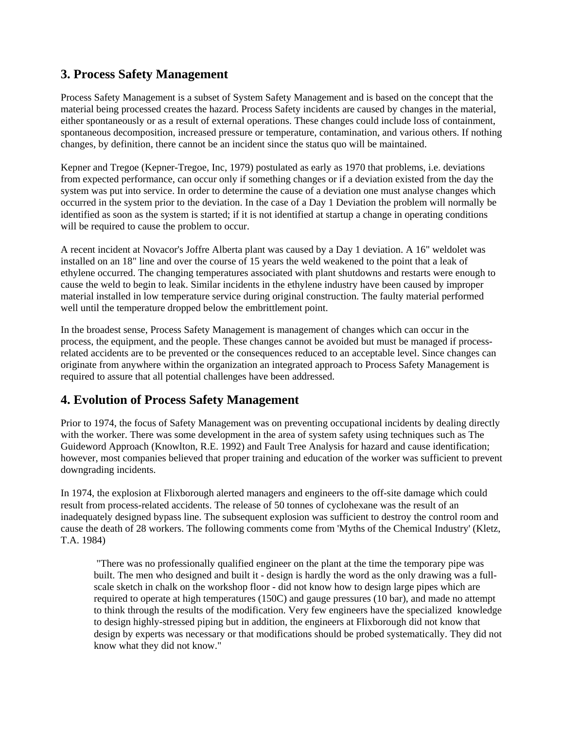## 3. Process Safety Management

Process Safety Management is a subset of System Safety Management and is based on the concept that the material being processed creates the hazard. Process Safety incidents are caused by changes in the material, either spontaneously or as a result of external operations. These changes could include loss of containment, spontaneous decomposition, increased pressure or temperature, contamination, and various others. If nothing changes, by definition, there cannot be an incident since the status quo will be maintained.

Kepner and Tregoe (Kepner-Tregoe, Inc, 1979) postulated as early as 1970 that problems, i.e. deviations from expected performance, can occur only if something changes or if a deviation existed from the day the system was put into service. In order to determine the cause of a deviation one must analyse changes which occurred in the system prior to the deviation. In the case of a Day 1 Deviation the problem will normally be identified as soon as the system is started; if it is not identified at startup a change in operating conditions will be required to cause the problem to occur.

A recent incident at Novacor's Joffre Alberta plant was caused by a Day 1 deviation. A 16" weldolet was installed on an 18" line and over the course of 15 years the weld weakened to the point that a leak of ethylene occurred. The changing temperatures associated with plant shutdowns and restarts were enough to cause the weld to begin to leak. Similar incidents in the ethylene industry have been caused by improper material installed in low temperature service during original construction. The faulty material performed well until the temperature dropped below the embrittlement point.

In the broadest sense, Process Safety Management is management of changes which can occur in the process, the equipment, and the people. These changes cannot be avoided but must be managed if process-related accidents are to be prevented or the consequences reduced to an acceptable level. Since changes can originate from anywhere within the organization an integrated approach to Process Safety Management is required to assure that all potential challenges have been addressed.

## 4. Evolution of Process Safety Management

Prior to 1974, the focus of Safety Management was on preventing occupational incidents by dealing directly with the worker. There was some development in the area of system safety using techniques such as The Guideword Approach (Knowlton, R.E. 1992) and Fault Tree Analysis for hazard and cause identification; however, most companies believed that proper training and education of the worker was sufficient to prevent downgrading incidents.

In 1974, the explosion at Flixborough alerted managers and engineers to the off-site damage which could result from process-related accidents. The release of 50 tonnes of cyclohexane was the result of an inadequately designed bypass line. The subsequent explosion was sufficient to destroy the control room and cause the death of 28 workers. The following comments come from 'Myths of the Chemical Industry' (Kletz, T.A. 1984)

> "There was no professionally qualified engineer on the plant at the time the temporary pipe was built. The men who designed and built it - design is hardly the word as the only drawing was a full-scale sketch in chalk on the workshop floor - did not know how to design large pipes which are required to operate at high temperatures (150C) and gauge pressures (10 bar), and made no attempt to think through the results of the modification. Very few engineers have the specialized knowledge to design highly-stressed piping but in addition, the engineers at Flixborough did not know that design by experts was necessary or that modifications should be probed systematically. They did not know what they did not know."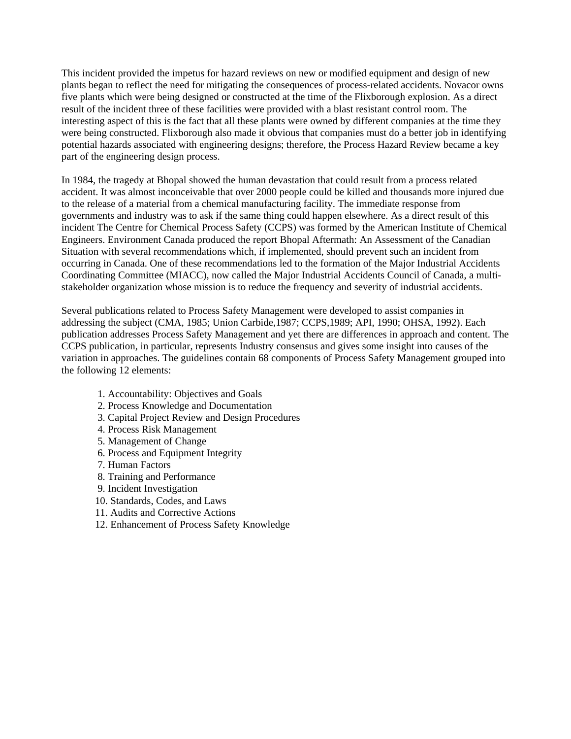This incident provided the impetus for hazard reviews on new or modified equipment and design of new plants began to reflect the need for mitigating the consequences of process-related accidents. Novacor owns five plants which were being designed or constructed at the time of the Flixborough explosion. As a direct result of the incident three of these facilities were provided with a blast resistant control room. The interesting aspect of this is the fact that all these plants were owned by different companies at the time they were being constructed. Flixborough also made it obvious that companies must do a better job in identifying potential hazards associated with engineering designs; therefore, the Process Hazard Review became a key part of the engineering design process.

In 1984, the tragedy at Bhopal showed the human devastation that could result from a process related accident. It was almost inconceivable that over 2000 people could be killed and thousands more injured due to the release of a material from a chemical manufacturing facility. The immediate response from governments and industry was to ask if the same thing could happen elsewhere. As a direct result of this incident The Centre for Chemical Process Safety (CCPS) was formed by the American Institute of Chemical Engineers. Environment Canada produced the report Bhopal Aftermath: An Assessment of the Canadian Situation with several recommendations which, if implemented, should prevent such an incident from occurring in Canada. One of these recommendations led to the formation of the Major Industrial Accidents Coordinating Committee (MIACC), now called the Major Industrial Accidents Council of Canada, a multi-stakeholder organization whose mission is to reduce the frequency and severity of industrial accidents.

Several publications related to Process Safety Management were developed to assist companies in addressing the subject (CMA, 1985; Union Carbide,1987; CCPS,1989; API, 1990; OHSA, 1992). Each publication addresses Process Safety Management and yet there are differences in approach and content. The CCPS publication, in particular, represents Industry consensus and gives some insight into causes of the variation in approaches. The guidelines contain 68 components of Process Safety Management grouped into the following 12 elements:

1. Accountability: Objectives and Goals
2. Process Knowledge and Documentation
3. Capital Project Review and Design Procedures
4. Process Risk Management
5. Management of Change
6. Process and Equipment Integrity
7. Human Factors
8. Training and Performance
9. Incident Investigation
10. Standards, Codes, and Laws
11. Audits and Corrective Actions
12. Enhancement of Process Safety Knowledge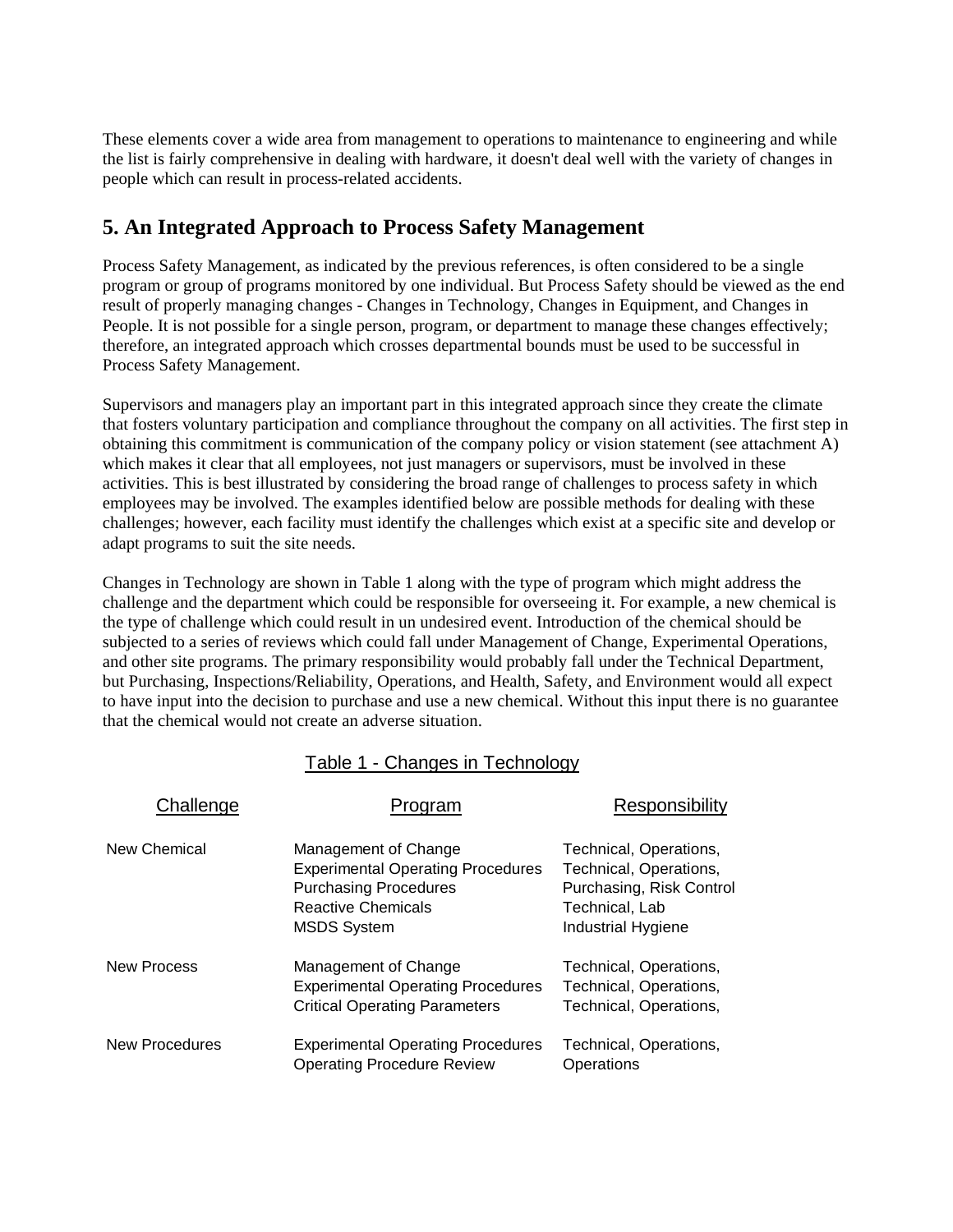These elements cover a wide area from management to operations to maintenance to engineering and while the list is fairly comprehensive in dealing with hardware, it doesn't deal well with the variety of changes in people which can result in process-related accidents.

## 5. An Integrated Approach to Process Safety Management

Process Safety Management, as indicated by the previous references, is often considered to be a single program or group of programs monitored by one individual. But Process Safety should be viewed as the end result of properly managing changes - Changes in Technology, Changes in Equipment, and Changes in People. It is not possible for a single person, program, or department to manage these changes effectively; therefore, an integrated approach which crosses departmental bounds must be used to be successful in Process Safety Management.

Supervisors and managers play an important part in this integrated approach since they create the climate that fosters voluntary participation and compliance throughout the company on all activities. The first step in obtaining this commitment is communication of the company policy or vision statement (see attachment A) which makes it clear that all employees, not just managers or supervisors, must be involved in these activities. This is best illustrated by considering the broad range of challenges to process safety in which employees may be involved. The examples identified below are possible methods for dealing with these challenges; however, each facility must identify the challenges which exist at a specific site and develop or adapt programs to suit the site needs.

Changes in Technology are shown in Table 1 along with the type of program which might address the challenge and the department which could be responsible for overseeing it. For example, a new chemical is the type of challenge which could result in un undesired event. Introduction of the chemical should be subjected to a series of reviews which could fall under Management of Change, Experimental Operations, and other site programs. The primary responsibility would probably fall under the Technical Department, but Purchasing, Inspections/Reliability, Operations, and Health, Safety, and Environment would all expect to have input into the decision to purchase and use a new chemical. Without this input there is no guarantee that the chemical would not create an adverse situation.

Table 1 - Changes in Technology

| Challenge | Program | Responsibility |
|---|---|---|
| New Chemical | Management of Change | Technical, Operations, |
| | Experimental Operating Procedures | Technical, Operations, |
| | Purchasing Procedures | Purchasing, Risk Control |
| | Reactive Chemicals | Technical, Lab |
| | MSDS System | Industrial Hygiene |
| New Process | Management of Change | Technical, Operations, |
| | Experimental Operating Procedures | Technical, Operations, |
| | Critical Operating Parameters | Technical, Operations, |
| New Procedures | Experimental Operating Procedures | Technical, Operations, |
| | Operating Procedure Review | Operations |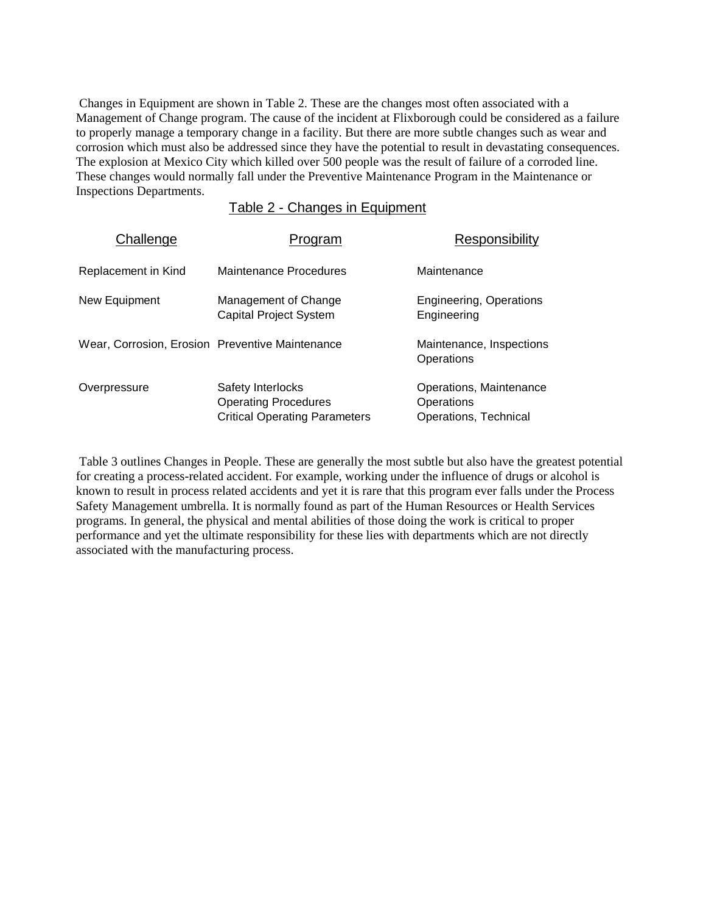Changes in Equipment are shown in Table 2. These are the changes most often associated with a Management of Change program. The cause of the incident at Flixborough could be considered as a failure to properly manage a temporary change in a facility. But there are more subtle changes such as wear and corrosion which must also be addressed since they have the potential to result in devastating consequences. The explosion at Mexico City which killed over 500 people was the result of failure of a corroded line. These changes would normally fall under the Preventive Maintenance Program in the Maintenance or Inspections Departments.

Table 2 - Changes in Equipment

| Challenge | Program | Responsibility |
| --- | --- | --- |
| Replacement in Kind | Maintenance Procedures | Maintenance |
| New Equipment | Management of Change | Engineering, Operations |
| | Capital Project System | Engineering |
| Wear, Corrosion, Erosion | Preventive Maintenance | Maintenance, Inspections Operations |
| Overpressure | Safety Interlocks | Operations, Maintenance |
| | Operating Procedures | Operations |
| | Critical Operating Parameters | Operations, Technical |

Table 3 outlines Changes in People. These are generally the most subtle but also have the greatest potential for creating a process-related accident. For example, working under the influence of drugs or alcohol is known to result in process related accidents and yet it is rare that this program ever falls under the Process Safety Management umbrella. It is normally found as part of the Human Resources or Health Services programs. In general, the physical and mental abilities of those doing the work is critical to proper performance and yet the ultimate responsibility for these lies with departments which are not directly associated with the manufacturing process.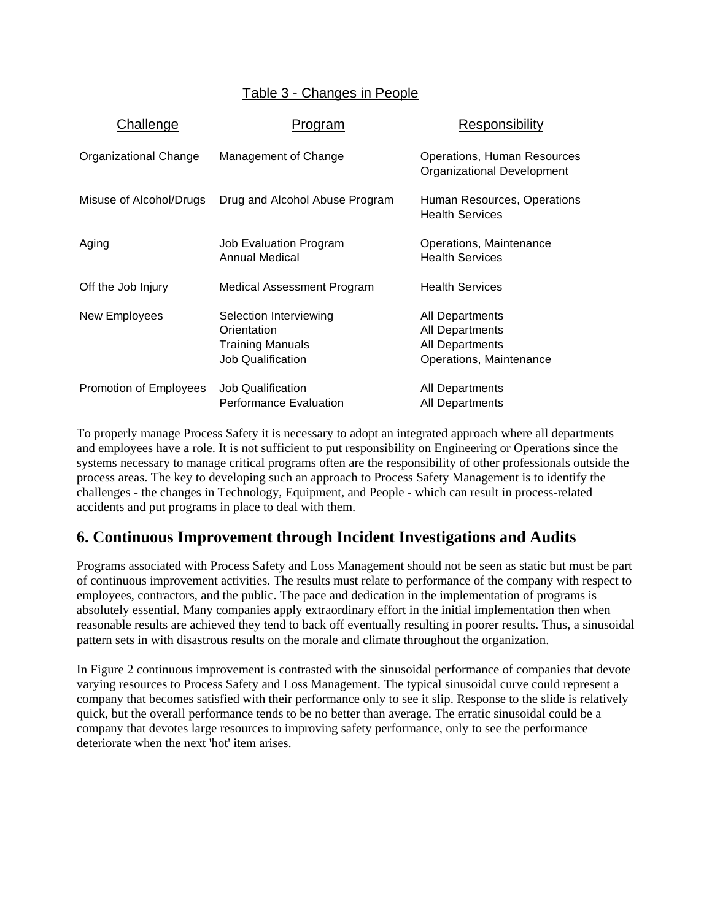Table 3 - Changes in People

| Challenge | Program | Responsibility |
|---|---|---|
| Organizational Change | Management of Change | Operations, Human Resources Organizational Development |
| Misuse of Alcohol/Drugs | Drug and Alcohol Abuse Program | Human Resources, Operations Health Services |
| Aging | Job Evaluation Program | Operations, Maintenance |
| | Annual Medical | Health Services |
| Off the Job Injury | Medical Assessment Program | Health Services |
| New Employees | Selection Interviewing | All Departments |
| | Orientation | All Departments |
| | Training Manuals | All Departments |
| | Job Qualification | Operations, Maintenance |
| Promotion of Employees | Job Qualification | All Departments |
| | Performance Evaluation | All Departments |

To properly manage Process Safety it is necessary to adopt an integrated approach where all departments and employees have a role. It is not sufficient to put responsibility on Engineering or Operations since the systems necessary to manage critical programs often are the responsibility of other professionals outside the process areas. The key to developing such an approach to Process Safety Management is to identify the challenges - the changes in Technology, Equipment, and People - which can result in process-related accidents and put programs in place to deal with them.

## 6. Continuous Improvement through Incident Investigations and Audits

Programs associated with Process Safety and Loss Management should not be seen as static but must be part of continuous improvement activities. The results must relate to performance of the company with respect to employees, contractors, and the public. The pace and dedication in the implementation of programs is absolutely essential. Many companies apply extraordinary effort in the initial implementation then when reasonable results are achieved they tend to back off eventually resulting in poorer results. Thus, a sinusoidal pattern sets in with disastrous results on the morale and climate throughout the organization.

In Figure 2 continuous improvement is contrasted with the sinusoidal performance of companies that devote varying resources to Process Safety and Loss Management. The typical sinusoidal curve could represent a company that becomes satisfied with their performance only to see it slip. Response to the slide is relatively quick, but the overall performance tends to be no better than average. The erratic sinusoidal could be a company that devotes large resources to improving safety performance, only to see the performance deteriorate when the next 'hot' item arises.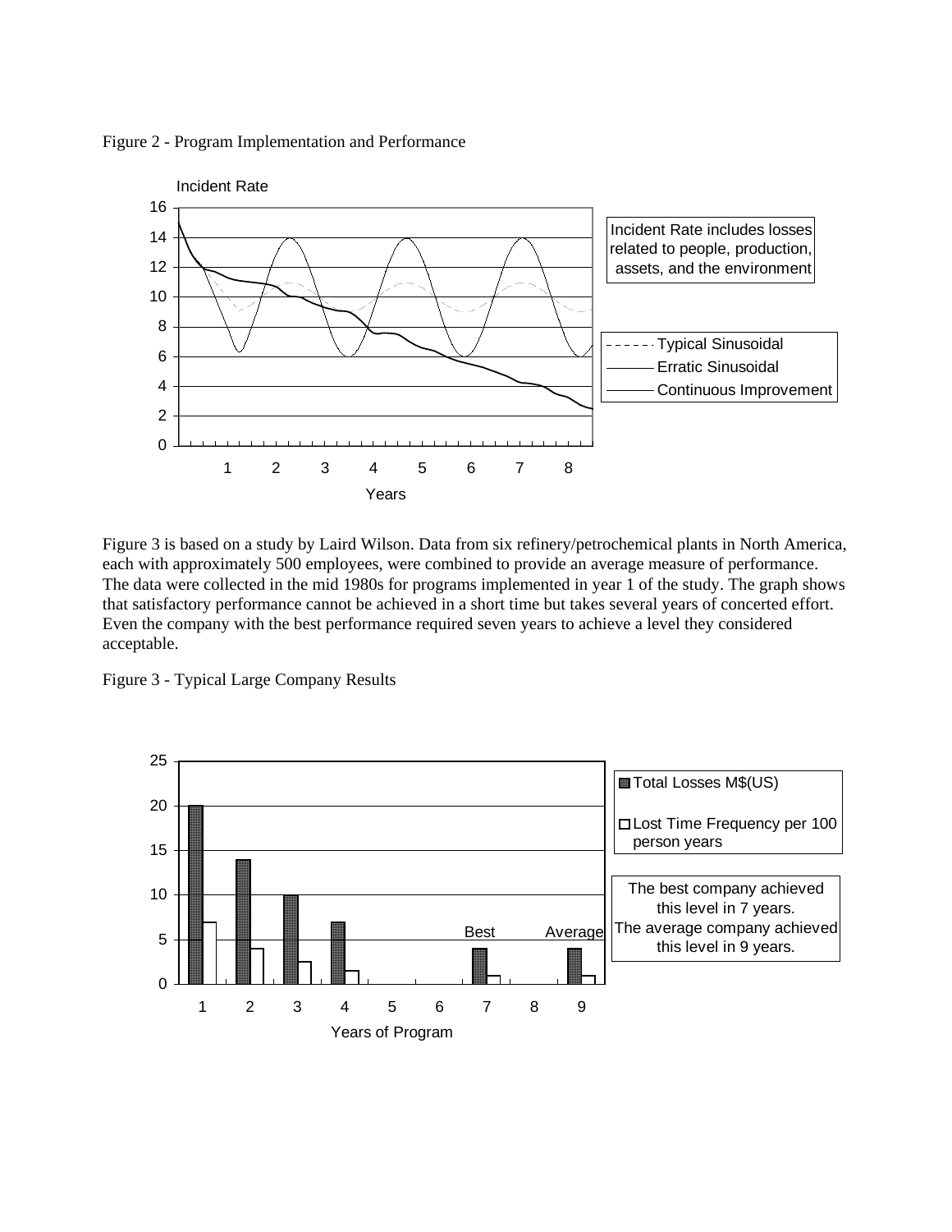Figure 2 - Program Implementation and Performance

Figure 3 is based on a study by Laird Wilson. Data from six refinery/petrochemical plants in North America, each with approximately 500 employees, were combined to provide an average measure of performance. The data were collected in the mid 1980s for programs implemented in year 1 of the study. The graph shows that satisfactory performance cannot be achieved in a short time but takes several years of concerted effort. Even the company with the best performance required seven years to achieve a level they considered acceptable.

Figure 3 - Typical Large Company Results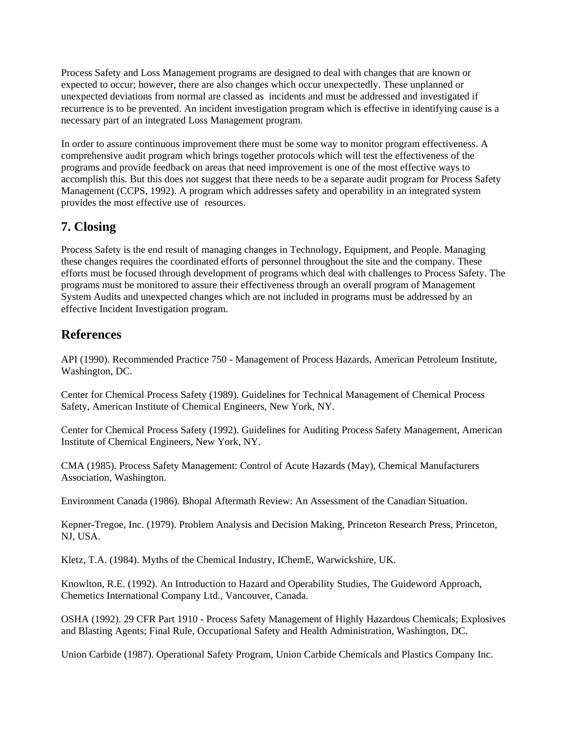Process Safety and Loss Management programs are designed to deal with changes that are known or expected to occur; however, there are also changes which occur unexpectedly. These unplanned or unexpected deviations from normal are classed as incidents and must be addressed and investigated if recurrence is to be prevented. An incident investigation program which is effective in identifying cause is a necessary part of an integrated Loss Management program.

In order to assure continuous improvement there must be some way to monitor program effectiveness. A comprehensive audit program which brings together protocols which will test the effectiveness of the programs and provide feedback on areas that need improvement is one of the most effective ways to accomplish this. But this does not suggest that there needs to be a separate audit program for Process Safety Management (CCPS, 1992). A program which addresses safety and operability in an integrated system provides the most effective use of resources.

## 7. Closing

Process Safety is the end result of managing changes in Technology, Equipment, and People. Managing these changes requires the coordinated efforts of personnel throughout the site and the company. These efforts must be focused through development of programs which deal with challenges to Process Safety. The programs must be monitored to assure their effectiveness through an overall program of Management System Audits and unexpected changes which are not included in programs must be addressed by an effective Incident Investigation program.

## References

API (1990). Recommended Practice 750 - Management of Process Hazards, American Petroleum Institute, Washington, DC.

Center for Chemical Process Safety (1989). Guidelines for Technical Management of Chemical Process Safety, American Institute of Chemical Engineers, New York, NY.

Center for Chemical Process Safety (1992). Guidelines for Auditing Process Safety Management, American Institute of Chemical Engineers, New York, NY.

CMA (1985). Process Safety Management: Control of Acute Hazards (May), Chemical Manufacturers Association, Washington.

Environment Canada (1986). Bhopal Aftermath Review: An Assessment of the Canadian Situation.

Kepner-Tregoe, Inc. (1979). Problem Analysis and Decision Making, Princeton Research Press, Princeton, NJ, USA.

Kletz, T.A. (1984). Myths of the Chemical Industry, IChemE, Warwickshire, UK.

Knowlton, R.E. (1992). An Introduction to Hazard and Operability Studies, The Guideword Approach, Chemetics International Company Ltd., Vancouver, Canada.

OSHA (1992). 29 CFR Part 1910 - Process Safety Management of Highly Hazardous Chemicals; Explosives and Blasting Agents; Final Rule, Occupational Safety and Health Administration, Washington, DC.

Union Carbide (1987). Operational Safety Program, Union Carbide Chemicals and Plastics Company Inc.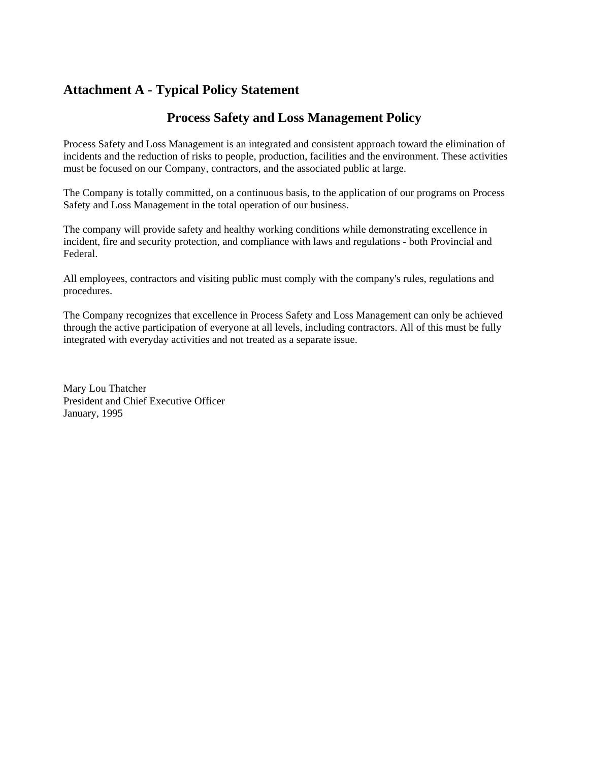## Attachment A - Typical Policy Statement

### Process Safety and Loss Management Policy

Process Safety and Loss Management is an integrated and consistent approach toward the elimination of incidents and the reduction of risks to people, production, facilities and the environment. These activities must be focused on our Company, contractors, and the associated public at large.

The Company is totally committed, on a continuous basis, to the application of our programs on Process Safety and Loss Management in the total operation of our business.

The company will provide safety and healthy working conditions while demonstrating excellence in incident, fire and security protection, and compliance with laws and regulations - both Provincial and Federal.

All employees, contractors and visiting public must comply with the company's rules, regulations and procedures.

The Company recognizes that excellence in Process Safety and Loss Management can only be achieved through the active participation of everyone at all levels, including contractors. All of this must be fully integrated with everyday activities and not treated as a separate issue.

Mary Lou Thatcher
President and Chief Executive Officer
January, 1995